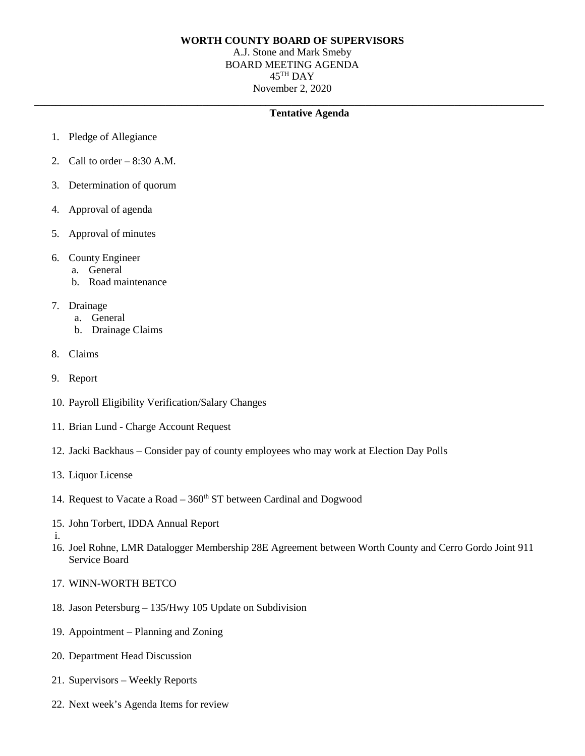**WORTH COUNTY BOARD OF SUPERVISORS**

A.J. Stone and Mark Smeby

BOARD MEETING AGENDA

45TH DAY

November 2, 2020

---

**Tentative Agenda**

1. Pledge of Allegiance
2. Call to order – 8:30 A.M.
3. Determination of quorum
4. Approval of agenda
5. Approval of minutes
6. County Engineer
   a. General
   b. Road maintenance
7. Drainage
   a. General
   b. Drainage Claims
8. Claims
9. Report
10. Payroll Eligibility Verification/Salary Changes
11. Brian Lund - Charge Account Request
12. Jacki Backhaus – Consider pay of county employees who may work at Election Day Polls
13. Liquor License
14. Request to Vacate a Road – 360th ST between Cardinal and Dogwood
15. John Torbert, IDDA Annual Report
    i.
16. Joel Rohne, LMR Datalogger Membership 28E Agreement between Worth County and Cerro Gordo Joint 911 Service Board
17. WINN-WORTH BETCO
18. Jason Petersburg – 135/Hwy 105 Update on Subdivision
19. Appointment – Planning and Zoning
20. Department Head Discussion
21. Supervisors – Weekly Reports
22. Next week's Agenda Items for review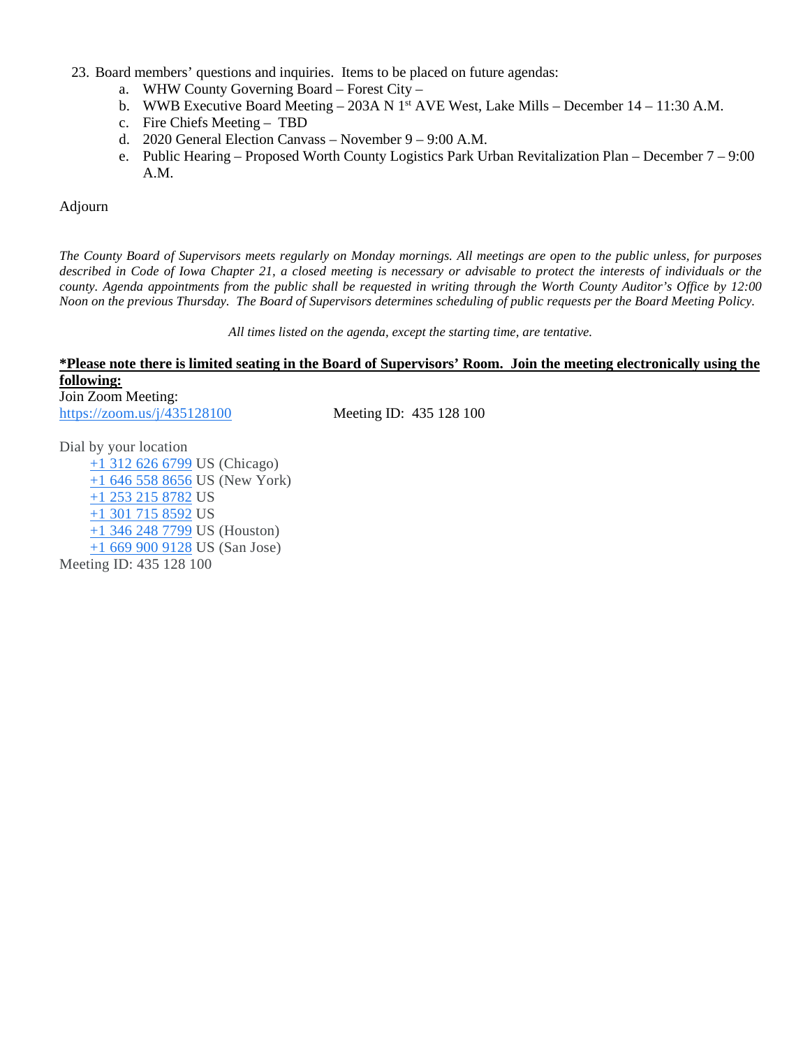23. Board members' questions and inquiries. Items to be placed on future agendas:
    a. WHW County Governing Board – Forest City –
    b. WWB Executive Board Meeting – 203A N 1st AVE West, Lake Mills – December 14 – 11:30 A.M.
    c. Fire Chiefs Meeting – TBD
    d. 2020 General Election Canvass – November 9 – 9:00 A.M.
    e. Public Hearing – Proposed Worth County Logistics Park Urban Revitalization Plan – December 7 – 9:00 A.M.

Adjourn

*The County Board of Supervisors meets regularly on Monday mornings. All meetings are open to the public unless, for purposes described in Code of Iowa Chapter 21, a closed meeting is necessary or advisable to protect the interests of individuals or the county. Agenda appointments from the public shall be requested in writing through the Worth County Auditor's Office by 12:00 Noon on the previous Thursday. The Board of Supervisors determines scheduling of public requests per the Board Meeting Policy.*

*All times listed on the agenda, except the starting time, are tentative.*

**\*Please note there is limited seating in the Board of Supervisors' Room. Join the meeting electronically using the following:**

Join Zoom Meeting:
https://zoom.us/j/435128100 Meeting ID: 435 128 100

Dial by your location
+1 312 626 6799 US (Chicago)
+1 646 558 8656 US (New York)
+1 253 215 8782 US
+1 301 715 8592 US
+1 346 248 7799 US (Houston)
+1 669 900 9128 US (San Jose)
Meeting ID: 435 128 100